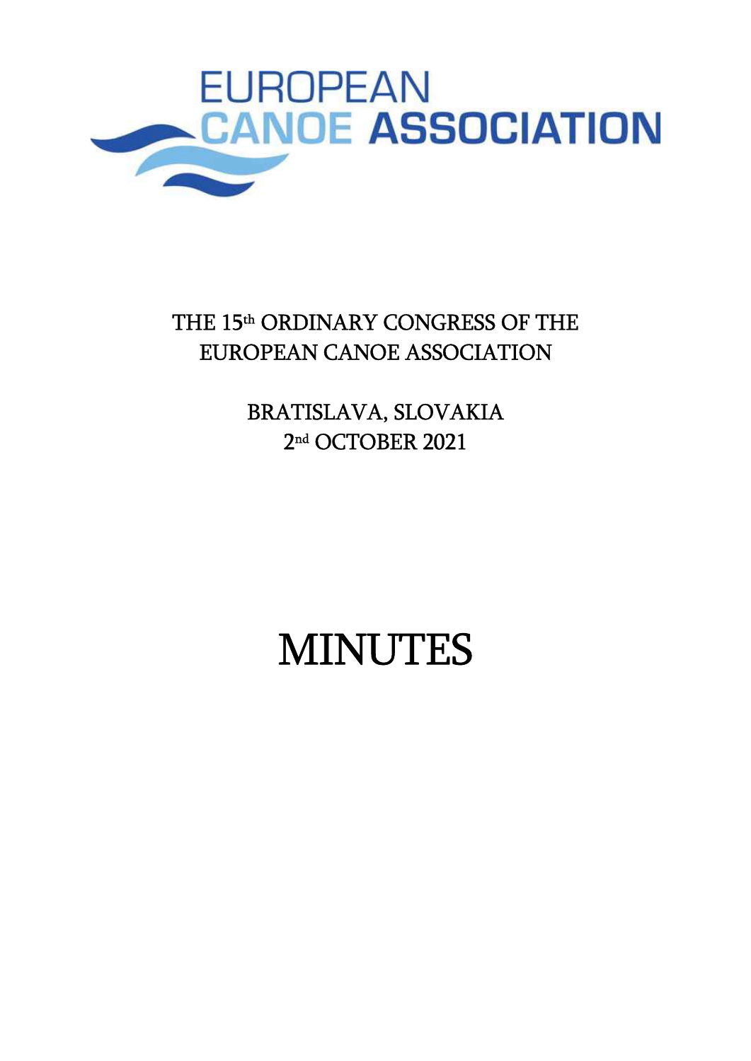EUROPEAN CANOE ASSOCIATION

THE 15th ORDINARY CONGRESS OF THE EUROPEAN CANOE ASSOCIATION

BRATISLAVA, SLOVAKIA
2nd OCTOBER 2021

# MINUTES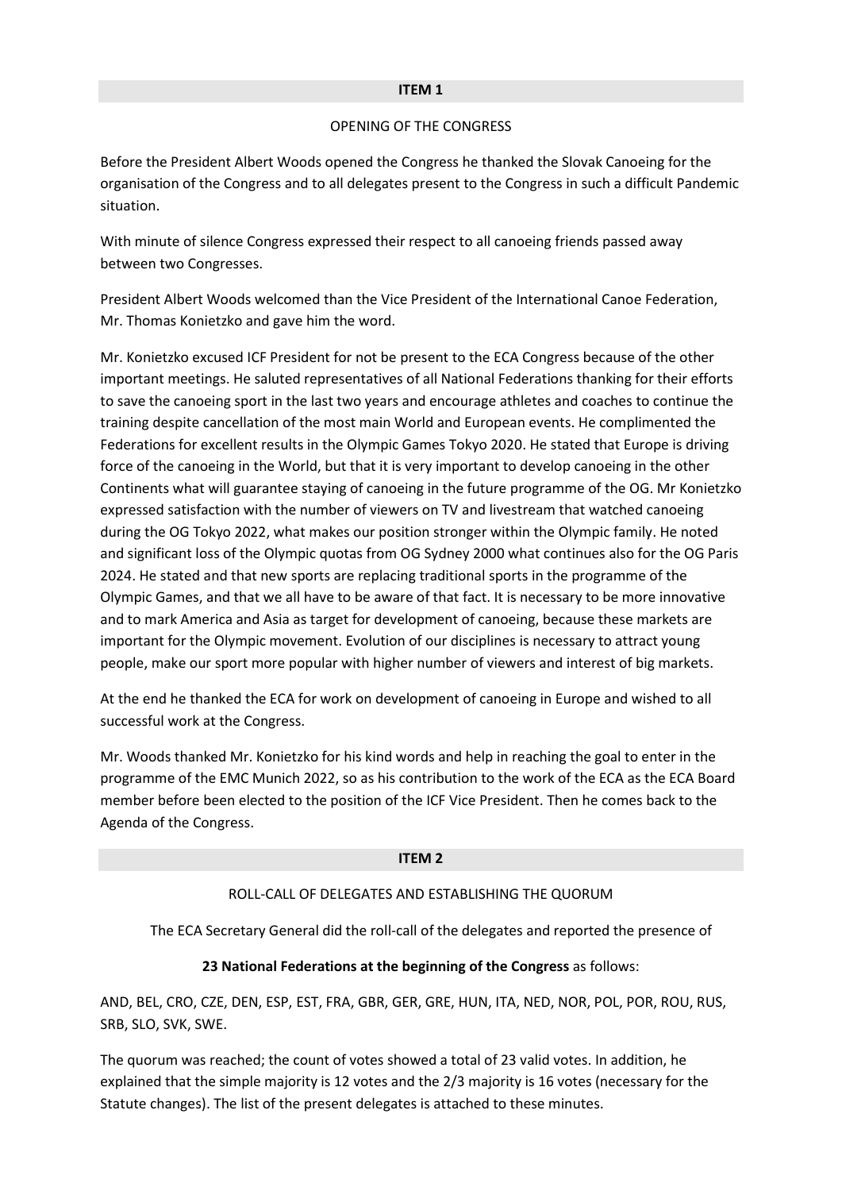## ITEM 1

### OPENING OF THE CONGRESS

Before the President Albert Woods opened the Congress he thanked the Slovak Canoeing for the organisation of the Congress and to all delegates present to the Congress in such a difficult Pandemic situation.

With minute of silence Congress expressed their respect to all canoeing friends passed away between two Congresses.

President Albert Woods welcomed than the Vice President of the International Canoe Federation, Mr. Thomas Konietzko and gave him the word.

Mr. Konietzko excused ICF President for not be present to the ECA Congress because of the other important meetings. He saluted representatives of all National Federations thanking for their efforts to save the canoeing sport in the last two years and encourage athletes and coaches to continue the training despite cancellation of the most main World and European events. He complimented the Federations for excellent results in the Olympic Games Tokyo 2020. He stated that Europe is driving force of the canoeing in the World, but that it is very important to develop canoeing in the other Continents what will guarantee staying of canoeing in the future programme of the OG. Mr Konietzko expressed satisfaction with the number of viewers on TV and livestream that watched canoeing during the OG Tokyo 2022, what makes our position stronger within the Olympic family. He noted and significant loss of the Olympic quotas from OG Sydney 2000 what continues also for the OG Paris 2024. He stated and that new sports are replacing traditional sports in the programme of the Olympic Games, and that we all have to be aware of that fact. It is necessary to be more innovative and to mark America and Asia as target for development of canoeing, because these markets are important for the Olympic movement. Evolution of our disciplines is necessary to attract young people, make our sport more popular with higher number of viewers and interest of big markets.

At the end he thanked the ECA for work on development of canoeing in Europe and wished to all successful work at the Congress.

Mr. Woods thanked Mr. Konietzko for his kind words and help in reaching the goal to enter in the programme of the EMC Munich 2022, so as his contribution to the work of the ECA as the ECA Board member before been elected to the position of the ICF Vice President. Then he comes back to the Agenda of the Congress.

## ITEM 2

### ROLL-CALL OF DELEGATES AND ESTABLISHING THE QUORUM

The ECA Secretary General did the roll-call of the delegates and reported the presence of

**23 National Federations at the beginning of the Congress** as follows:

AND, BEL, CRO, CZE, DEN, ESP, EST, FRA, GBR, GER, GRE, HUN, ITA, NED, NOR, POL, POR, ROU, RUS, SRB, SLO, SVK, SWE.

The quorum was reached; the count of votes showed a total of 23 valid votes. In addition, he explained that the simple majority is 12 votes and the 2/3 majority is 16 votes (necessary for the Statute changes). The list of the present delegates is attached to these minutes.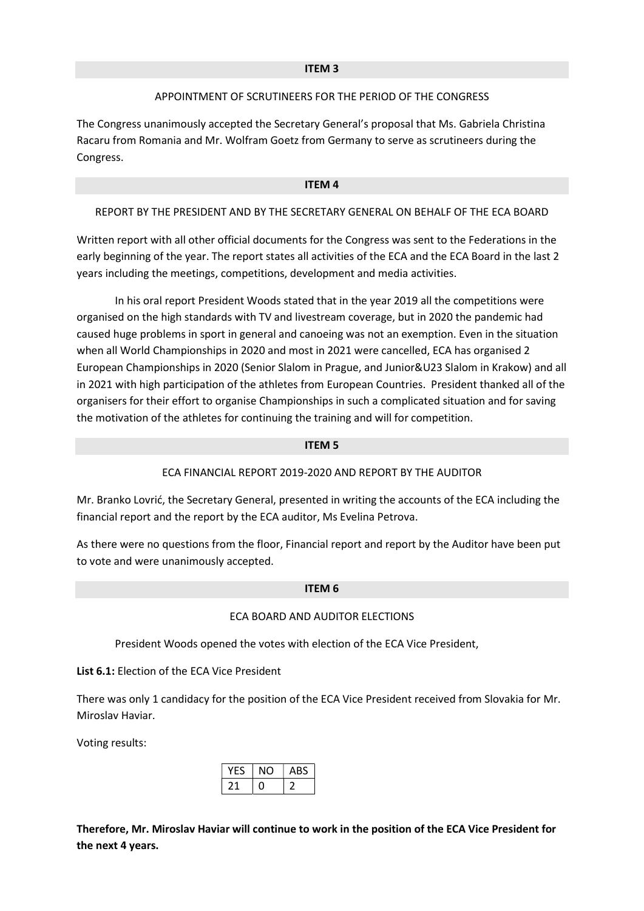## ITEM 3

APPOINTMENT OF SCRUTINEERS FOR THE PERIOD OF THE CONGRESS

The Congress unanimously accepted the Secretary General's proposal that Ms. Gabriela Christina Racaru from Romania and Mr. Wolfram Goetz from Germany to serve as scrutineers during the Congress.

## ITEM 4

REPORT BY THE PRESIDENT AND BY THE SECRETARY GENERAL ON BEHALF OF THE ECA BOARD

Written report with all other official documents for the Congress was sent to the Federations in the early beginning of the year. The report states all activities of the ECA and the ECA Board in the last 2 years including the meetings, competitions, development and media activities.

In his oral report President Woods stated that in the year 2019 all the competitions were organised on the high standards with TV and livestream coverage, but in 2020 the pandemic had caused huge problems in sport in general and canoeing was not an exemption. Even in the situation when all World Championships in 2020 and most in 2021 were cancelled, ECA has organised 2 European Championships in 2020 (Senior Slalom in Prague, and Junior&U23 Slalom in Krakow) and all in 2021 with high participation of the athletes from European Countries. President thanked all of the organisers for their effort to organise Championships in such a complicated situation and for saving the motivation of the athletes for continuing the training and will for competition.

## ITEM 5

ECA FINANCIAL REPORT 2019-2020 AND REPORT BY THE AUDITOR

Mr. Branko Lovrić, the Secretary General, presented in writing the accounts of the ECA including the financial report and the report by the ECA auditor, Ms Evelina Petrova.

As there were no questions from the floor, Financial report and report by the Auditor have been put to vote and were unanimously accepted.

## ITEM 6

ECA BOARD AND AUDITOR ELECTIONS

President Woods opened the votes with election of the ECA Vice President,

**List 6.1:** Election of the ECA Vice President

There was only 1 candidacy for the position of the ECA Vice President received from Slovakia for Mr. Miroslav Haviar.

Voting results:

| YES | NO | ABS |
|---|---|---|
| 21 | 0 | 2 |

**Therefore, Mr. Miroslav Haviar will continue to work in the position of the ECA Vice President for the next 4 years.**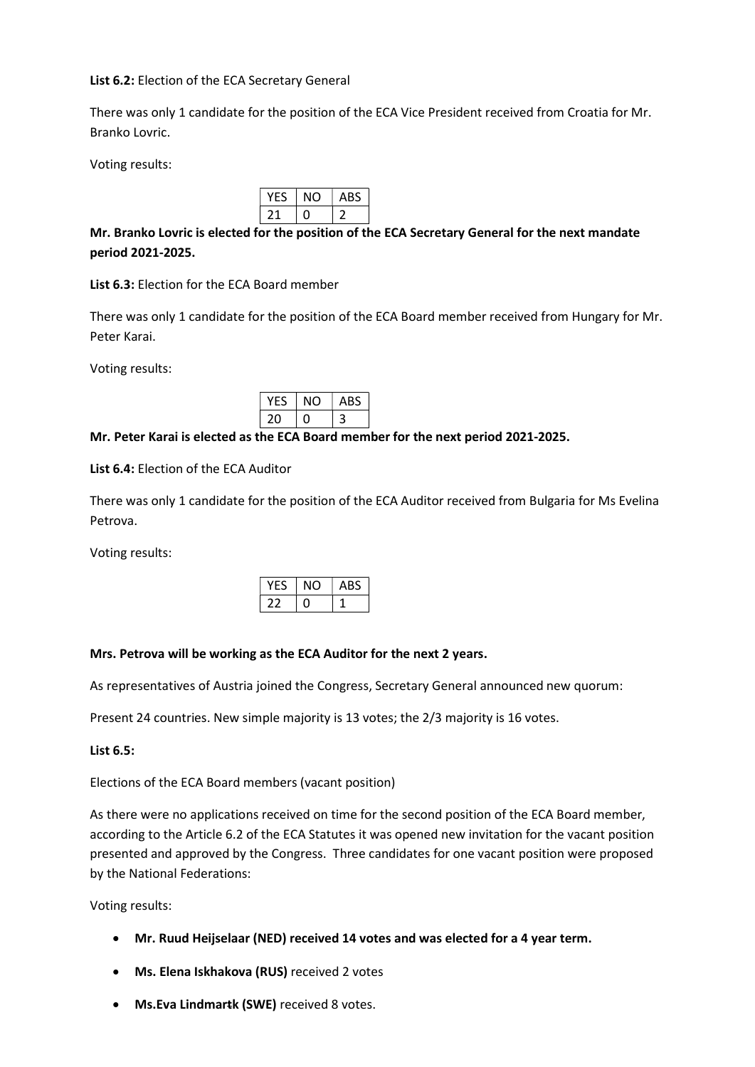**List 6.2:** Election of the ECA Secretary General

There was only 1 candidate for the position of the ECA Vice President received from Croatia for Mr. Branko Lovric.

Voting results:

| YES | NO | ABS |
|---|---|---|
| 21 | 0 | 2 |

**Mr. Branko Lovric is elected for the position of the ECA Secretary General for the next mandate period 2021-2025.**

**List 6.3:** Election for the ECA Board member

There was only 1 candidate for the position of the ECA Board member received from Hungary for Mr. Peter Karai.

Voting results:

| YES | NO | ABS |
|---|---|---|
| 20 | 0 | 3 |

**Mr. Peter Karai is elected as the ECA Board member for the next period 2021-2025.**

**List 6.4:** Election of the ECA Auditor

There was only 1 candidate for the position of the ECA Auditor received from Bulgaria for Ms Evelina Petrova.

Voting results:

| YES | NO | ABS |
|---|---|---|
| 22 | 0 | 1 |

**Mrs. Petrova will be working as the ECA Auditor for the next 2 years.**

As representatives of Austria joined the Congress, Secretary General announced new quorum:

Present 24 countries. New simple majority is 13 votes; the 2/3 majority is 16 votes.

**List 6.5:**

Elections of the ECA Board members (vacant position)

As there were no applications received on time for the second position of the ECA Board member, according to the Article 6.2 of the ECA Statutes it was opened new invitation for the vacant position presented and approved by the Congress. Three candidates for one vacant position were proposed by the National Federations:

Voting results:

- **Mr. Ruud Heijselaar (NED) received 14 votes and was elected for a 4 year term.**
- **Ms. Elena Iskhakova (RUS)** received 2 votes
- **Ms.Eva Lindmartk (SWE)** received 8 votes.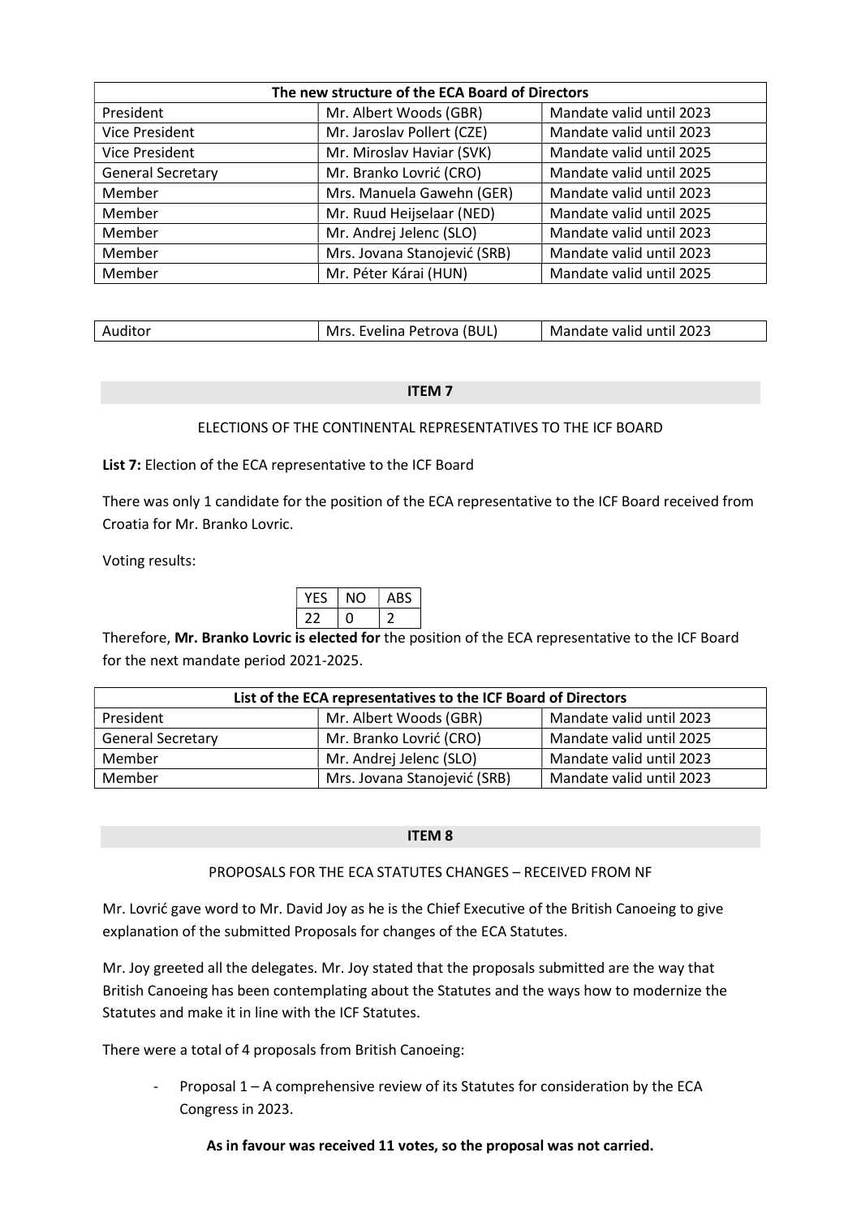| The new structure of the ECA Board of Directors | | |
|---|---|---|
| President | Mr. Albert Woods (GBR) | Mandate valid until 2023 |
| Vice President | Mr. Jaroslav Pollert (CZE) | Mandate valid until 2023 |
| Vice President | Mr. Miroslav Haviar (SVK) | Mandate valid until 2025 |
| General Secretary | Mr. Branko Lovrić (CRO) | Mandate valid until 2025 |
| Member | Mrs. Manuela Gawehn (GER) | Mandate valid until 2023 |
| Member | Mr. Ruud Heijselaar (NED) | Mandate valid until 2025 |
| Member | Mr. Andrej Jelenc (SLO) | Mandate valid until 2023 |
| Member | Mrs. Jovana Stanojević (SRB) | Mandate valid until 2023 |
| Member | Mr. Péter Kárai (HUN) | Mandate valid until 2025 |

| Auditor | Mrs. Evelina Petrova (BUL) | Mandate valid until 2023 |
|---|---|---|

## ITEM 7

ELECTIONS OF THE CONTINENTAL REPRESENTATIVES TO THE ICF BOARD

**List 7:** Election of the ECA representative to the ICF Board

There was only 1 candidate for the position of the ECA representative to the ICF Board received from Croatia for Mr. Branko Lovric.

Voting results:

| YES | NO | ABS |
|---|---|---|
| 22 | 0 | 2 |

Therefore, **Mr. Branko Lovric is elected for** the position of the ECA representative to the ICF Board for the next mandate period 2021-2025.

| List of the ECA representatives to the ICF Board of Directors | | |
|---|---|---|
| President | Mr. Albert Woods (GBR) | Mandate valid until 2023 |
| General Secretary | Mr. Branko Lovrić (CRO) | Mandate valid until 2025 |
| Member | Mr. Andrej Jelenc (SLO) | Mandate valid until 2023 |
| Member | Mrs. Jovana Stanojević (SRB) | Mandate valid until 2023 |

## ITEM 8

PROPOSALS FOR THE ECA STATUTES CHANGES – RECEIVED FROM NF

Mr. Lovrić gave word to Mr. David Joy as he is the Chief Executive of the British Canoeing to give explanation of the submitted Proposals for changes of the ECA Statutes.

Mr. Joy greeted all the delegates. Mr. Joy stated that the proposals submitted are the way that British Canoeing has been contemplating about the Statutes and the ways how to modernize the Statutes and make it in line with the ICF Statutes.

There were a total of 4 proposals from British Canoeing:

- Proposal 1 – A comprehensive review of its Statutes for consideration by the ECA Congress in 2023.

**As in favour was received 11 votes, so the proposal was not carried.**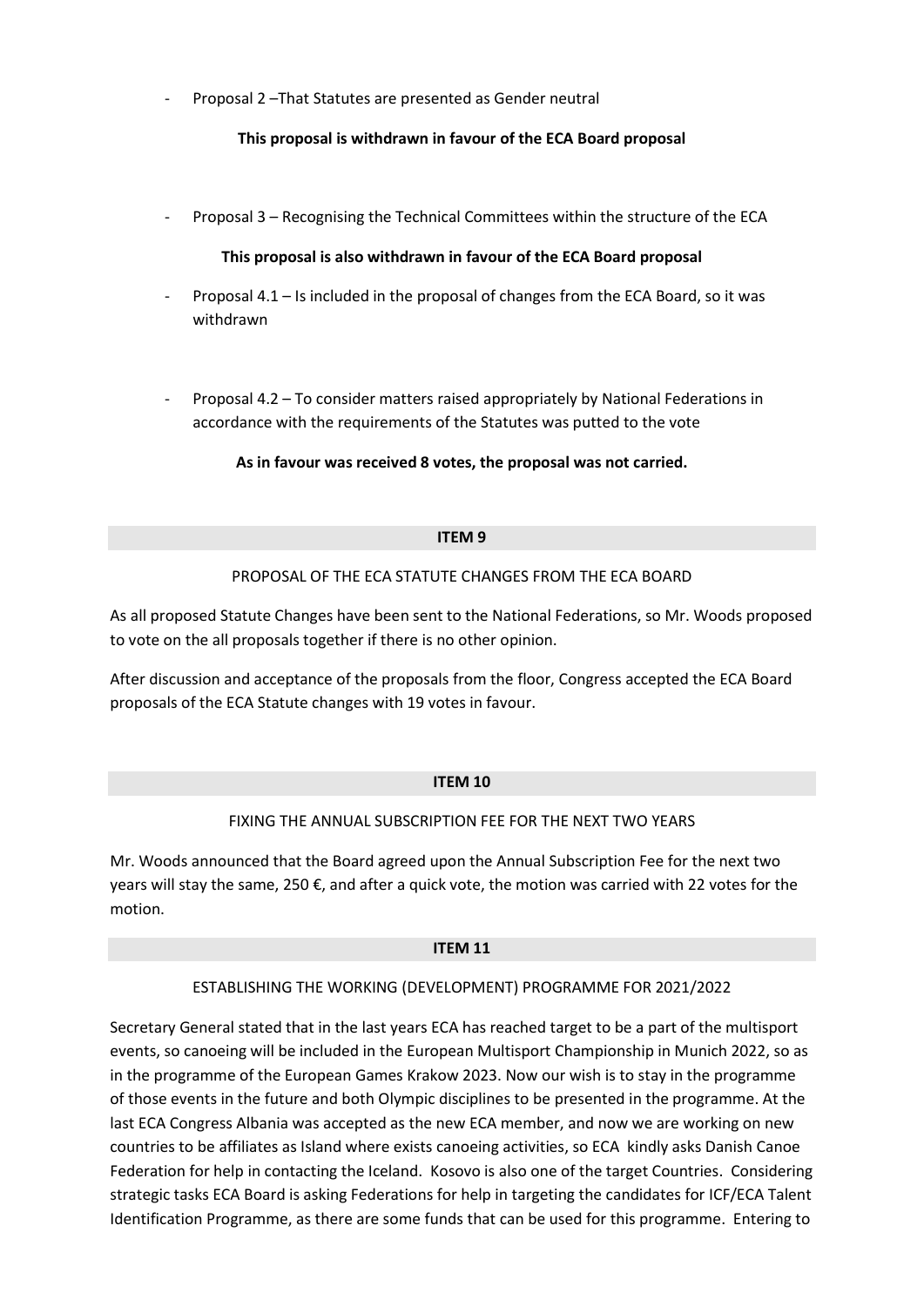- Proposal 2 –That Statutes are presented as Gender neutral

  **This proposal is withdrawn in favour of the ECA Board proposal**

- Proposal 3 – Recognising the Technical Committees within the structure of the ECA

  **This proposal is also withdrawn in favour of the ECA Board proposal**

- Proposal 4.1 – Is included in the proposal of changes from the ECA Board, so it was withdrawn

- Proposal 4.2 – To consider matters raised appropriately by National Federations in accordance with the requirements of the Statutes was putted to the vote

  **As in favour was received 8 votes, the proposal was not carried.**

## ITEM 9

PROPOSAL OF THE ECA STATUTE CHANGES FROM THE ECA BOARD

As all proposed Statute Changes have been sent to the National Federations, so Mr. Woods proposed to vote on the all proposals together if there is no other opinion.

After discussion and acceptance of the proposals from the floor, Congress accepted the ECA Board proposals of the ECA Statute changes with 19 votes in favour.

## ITEM 10

FIXING THE ANNUAL SUBSCRIPTION FEE FOR THE NEXT TWO YEARS

Mr. Woods announced that the Board agreed upon the Annual Subscription Fee for the next two years will stay the same, 250 €, and after a quick vote, the motion was carried with 22 votes for the motion.

## ITEM 11

ESTABLISHING THE WORKING (DEVELOPMENT) PROGRAMME FOR 2021/2022

Secretary General stated that in the last years ECA has reached target to be a part of the multisport events, so canoeing will be included in the European Multisport Championship in Munich 2022, so as in the programme of the European Games Krakow 2023. Now our wish is to stay in the programme of those events in the future and both Olympic disciplines to be presented in the programme. At the last ECA Congress Albania was accepted as the new ECA member, and now we are working on new countries to be affiliates as Island where exists canoeing activities, so ECA kindly asks Danish Canoe Federation for help in contacting the Iceland. Kosovo is also one of the target Countries. Considering strategic tasks ECA Board is asking Federations for help in targeting the candidates for ICF/ECA Talent Identification Programme, as there are some funds that can be used for this programme. Entering to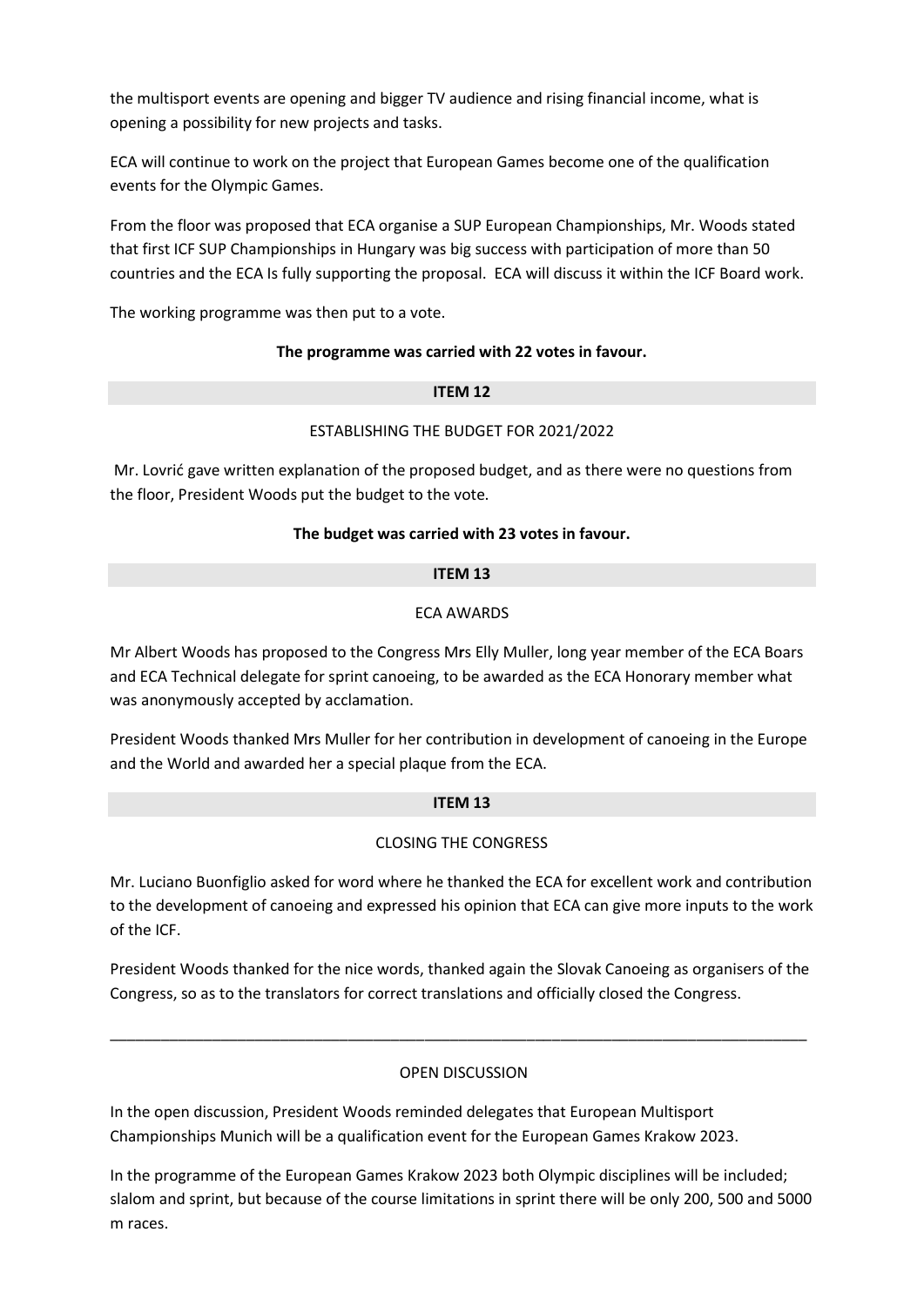the multisport events are opening and bigger TV audience and rising financial income, what is opening a possibility for new projects and tasks.

ECA will continue to work on the project that European Games become one of the qualification events for the Olympic Games.

From the floor was proposed that ECA organise a SUP European Championships, Mr. Woods stated that first ICF SUP Championships in Hungary was big success with participation of more than 50 countries and the ECA Is fully supporting the proposal. ECA will discuss it within the ICF Board work.

The working programme was then put to a vote.

**The programme was carried with 22 votes in favour.**

**ITEM 12**

ESTABLISHING THE BUDGET FOR 2021/2022

Mr. Lovrić gave written explanation of the proposed budget, and as there were no questions from the floor, President Woods put the budget to the vote.

**The budget was carried with 23 votes in favour.**

**ITEM 13**

ECA AWARDS

Mr Albert Woods has proposed to the Congress M**r**s Elly Muller, long year member of the ECA Boars and ECA Technical delegate for sprint canoeing, to be awarded as the ECA Honorary member what was anonymously accepted by acclamation.

President Woods thanked M**r**s Muller for her contribution in development of canoeing in the Europe and the World and awarded her a special plaque from the ECA.

**ITEM 13**

CLOSING THE CONGRESS

Mr. Luciano Buonfiglio asked for word where he thanked the ECA for excellent work and contribution to the development of canoeing and expressed his opinion that ECA can give more inputs to the work of the ICF.

President Woods thanked for the nice words, thanked again the Slovak Canoeing as organisers of the Congress, so as to the translators for correct translations and officially closed the Congress.

---

OPEN DISCUSSION

In the open discussion, President Woods reminded delegates that European Multisport Championships Munich will be a qualification event for the European Games Krakow 2023.

In the programme of the European Games Krakow 2023 both Olympic disciplines will be included; slalom and sprint, but because of the course limitations in sprint there will be only 200, 500 and 5000 m races.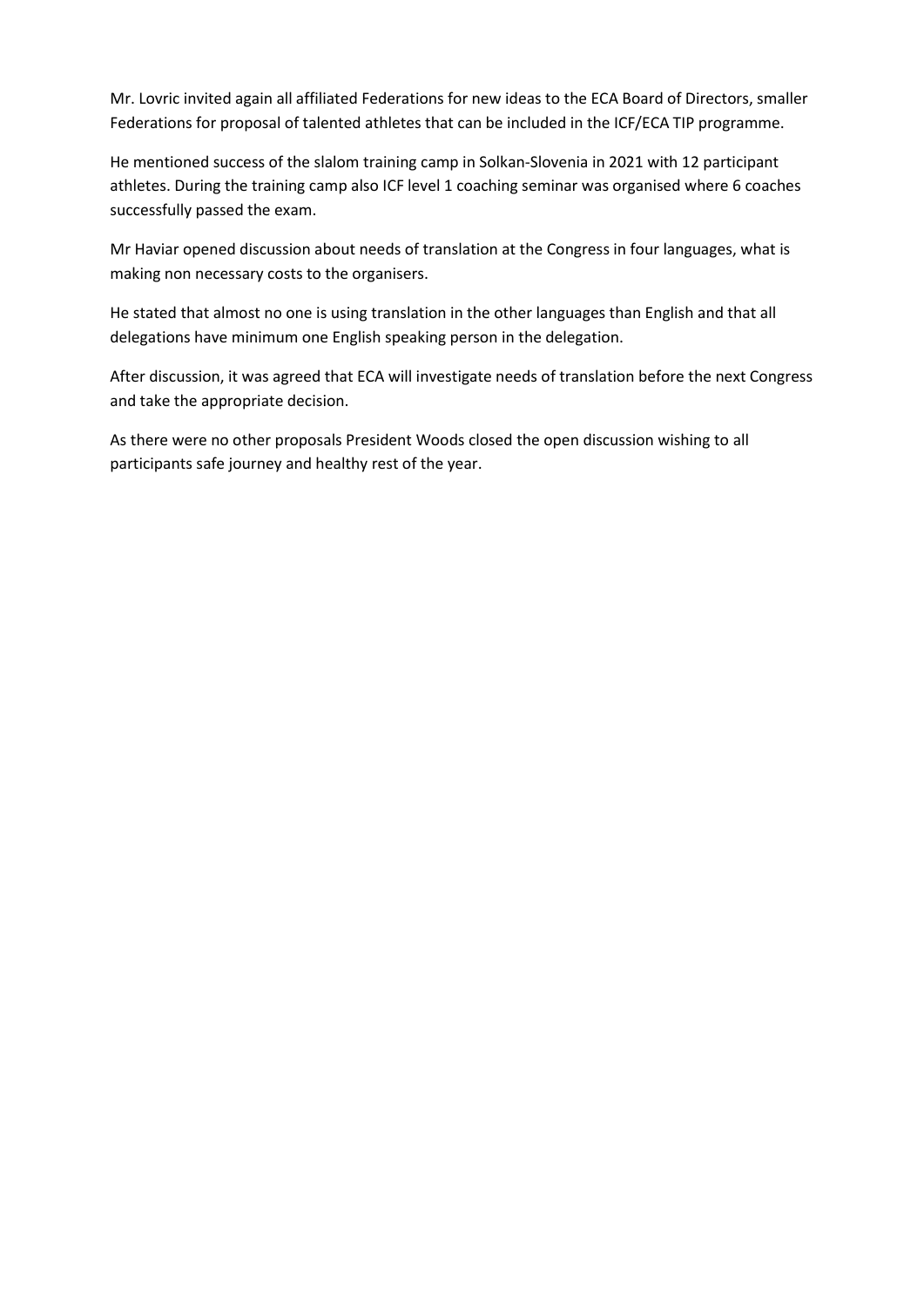Mr. Lovric invited again all affiliated Federations for new ideas to the ECA Board of Directors, smaller Federations for proposal of talented athletes that can be included in the ICF/ECA TIP programme.

He mentioned success of the slalom training camp in Solkan-Slovenia in 2021 with 12 participant athletes. During the training camp also ICF level 1 coaching seminar was organised where 6 coaches successfully passed the exam.

Mr Haviar opened discussion about needs of translation at the Congress in four languages, what is making non necessary costs to the organisers.

He stated that almost no one is using translation in the other languages than English and that all delegations have minimum one English speaking person in the delegation.

After discussion, it was agreed that ECA will investigate needs of translation before the next Congress and take the appropriate decision.

As there were no other proposals President Woods closed the open discussion wishing to all participants safe journey and healthy rest of the year.